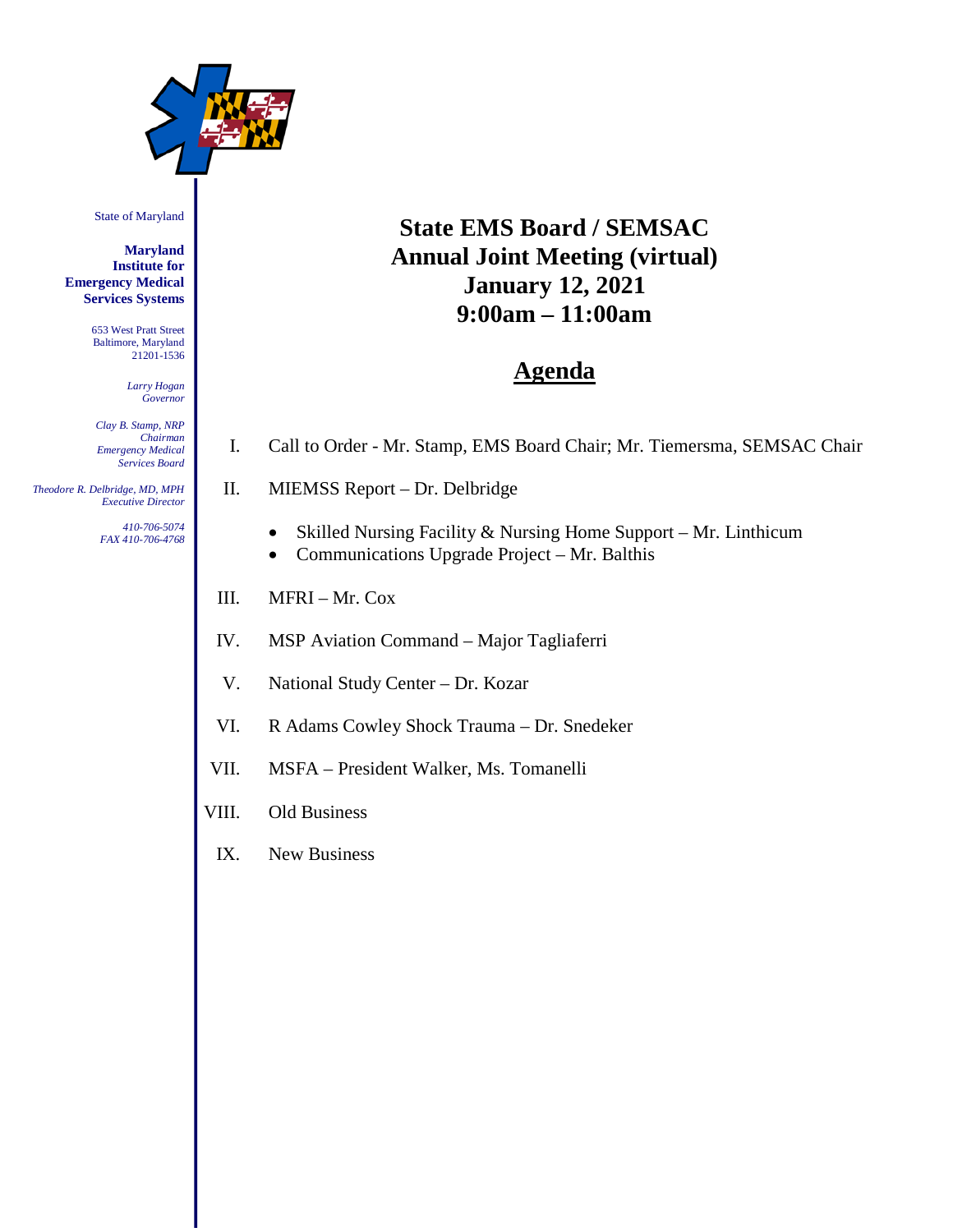State of Maryland

**Maryland Institute for Emergency Medical Services Systems**

653 West Pratt Street
Baltimore, Maryland
21201-1536

*Larry Hogan*
*Governor*

*Clay B. Stamp, NRP*
*Chairman*
*Emergency Medical Services Board*

*Theodore R. Delbridge, MD, MPH*
*Executive Director*

*410-706-5074*
*FAX 410-706-4768*

# State EMS Board / SEMSAC
# Annual Joint Meeting (virtual)
# January 12, 2021
# 9:00am – 11:00am

## Agenda

I. Call to Order - Mr. Stamp, EMS Board Chair; Mr. Tiemersma, SEMSAC Chair

II. MIEMSS Report – Dr. Delbridge

- Skilled Nursing Facility & Nursing Home Support – Mr. Linthicum
- Communications Upgrade Project – Mr. Balthis

III. MFRI – Mr. Cox

IV. MSP Aviation Command – Major Tagliaferri

V. National Study Center – Dr. Kozar

VI. R Adams Cowley Shock Trauma – Dr. Snedeker

VII. MSFA – President Walker, Ms. Tomanelli

VIII. Old Business

IX. New Business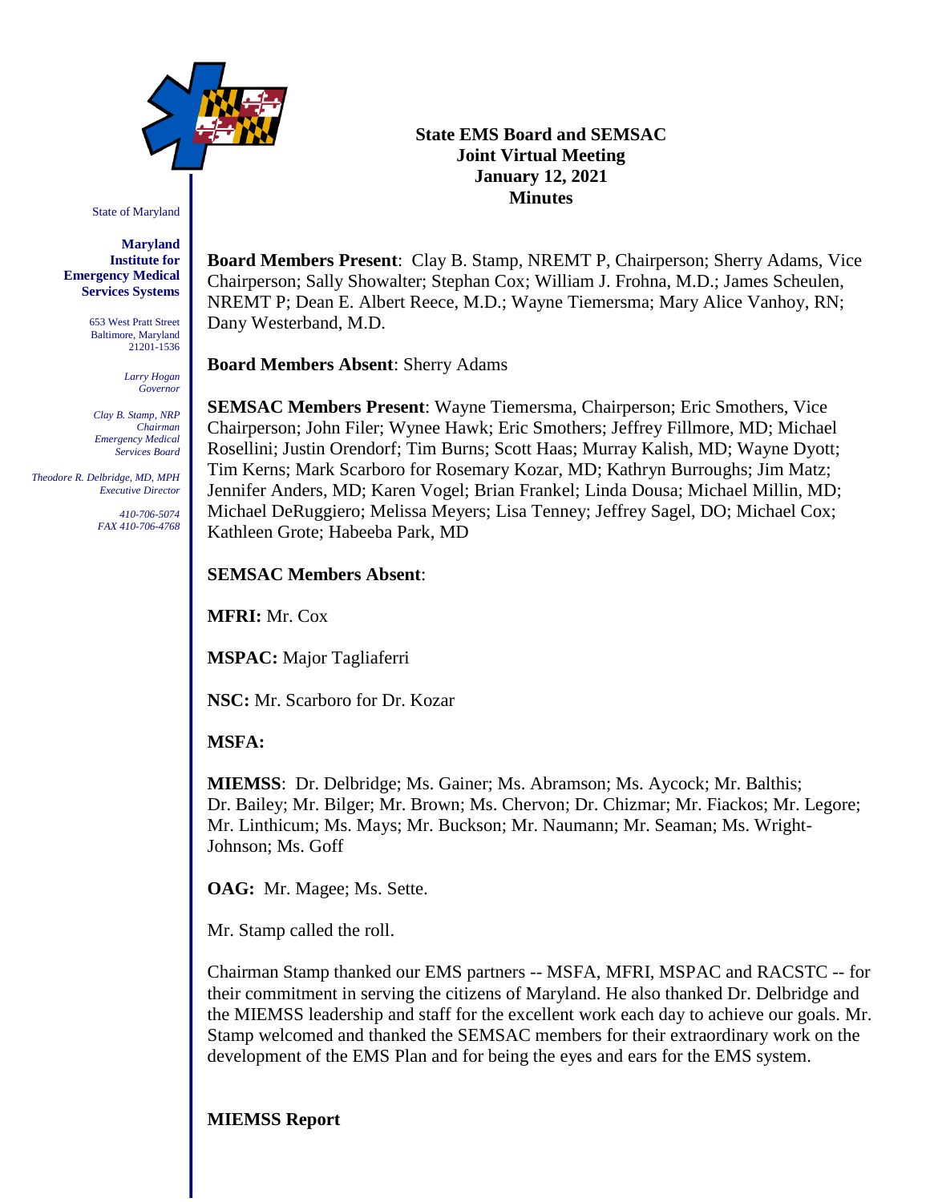State of Maryland

**Maryland Institute for Emergency Medical Services Systems**

653 West Pratt Street
Baltimore, Maryland
21201-1536

*Larry Hogan*
*Governor*

*Clay B. Stamp, NRP*
*Chairman*
*Emergency Medical Services Board*

*Theodore R. Delbridge, MD, MPH*
*Executive Director*

*410-706-5074*
*FAX 410-706-4768*

**State EMS Board and SEMSAC**
**Joint Virtual Meeting**
**January 12, 2021**
**Minutes**

**Board Members Present**: Clay B. Stamp, NREMT P, Chairperson; Sherry Adams, Vice Chairperson; Sally Showalter; Stephan Cox; William J. Frohna, M.D.; James Scheulen, NREMT P; Dean E. Albert Reece, M.D.; Wayne Tiemersma; Mary Alice Vanhoy, RN; Dany Westerband, M.D.

**Board Members Absent**: Sherry Adams

**SEMSAC Members Present**: Wayne Tiemersma, Chairperson; Eric Smothers, Vice Chairperson; John Filer; Wynee Hawk; Eric Smothers; Jeffrey Fillmore, MD; Michael Rosellini; Justin Orendorf; Tim Burns; Scott Haas; Murray Kalish, MD; Wayne Dyott; Tim Kerns; Mark Scarboro for Rosemary Kozar, MD; Kathryn Burroughs; Jim Matz; Jennifer Anders, MD; Karen Vogel; Brian Frankel; Linda Dousa; Michael Millin, MD; Michael DeRuggiero; Melissa Meyers; Lisa Tenney; Jeffrey Sagel, DO; Michael Cox; Kathleen Grote; Habeeba Park, MD

**SEMSAC Members Absent**:

**MFRI:** Mr. Cox

**MSPAC:** Major Tagliaferri

**NSC:** Mr. Scarboro for Dr. Kozar

**MSFA:**

**MIEMSS**: Dr. Delbridge; Ms. Gainer; Ms. Abramson; Ms. Aycock; Mr. Balthis; Dr. Bailey; Mr. Bilger; Mr. Brown; Ms. Chervon; Dr. Chizmar; Mr. Fiackos; Mr. Legore; Mr. Linthicum; Ms. Mays; Mr. Buckson; Mr. Naumann; Mr. Seaman; Ms. Wright-Johnson; Ms. Goff

**OAG:** Mr. Magee; Ms. Sette.

Mr. Stamp called the roll.

Chairman Stamp thanked our EMS partners -- MSFA, MFRI, MSPAC and RACSTC -- for their commitment in serving the citizens of Maryland. He also thanked Dr. Delbridge and the MIEMSS leadership and staff for the excellent work each day to achieve our goals. Mr. Stamp welcomed and thanked the SEMSAC members for their extraordinary work on the development of the EMS Plan and for being the eyes and ears for the EMS system.

**MIEMSS Report**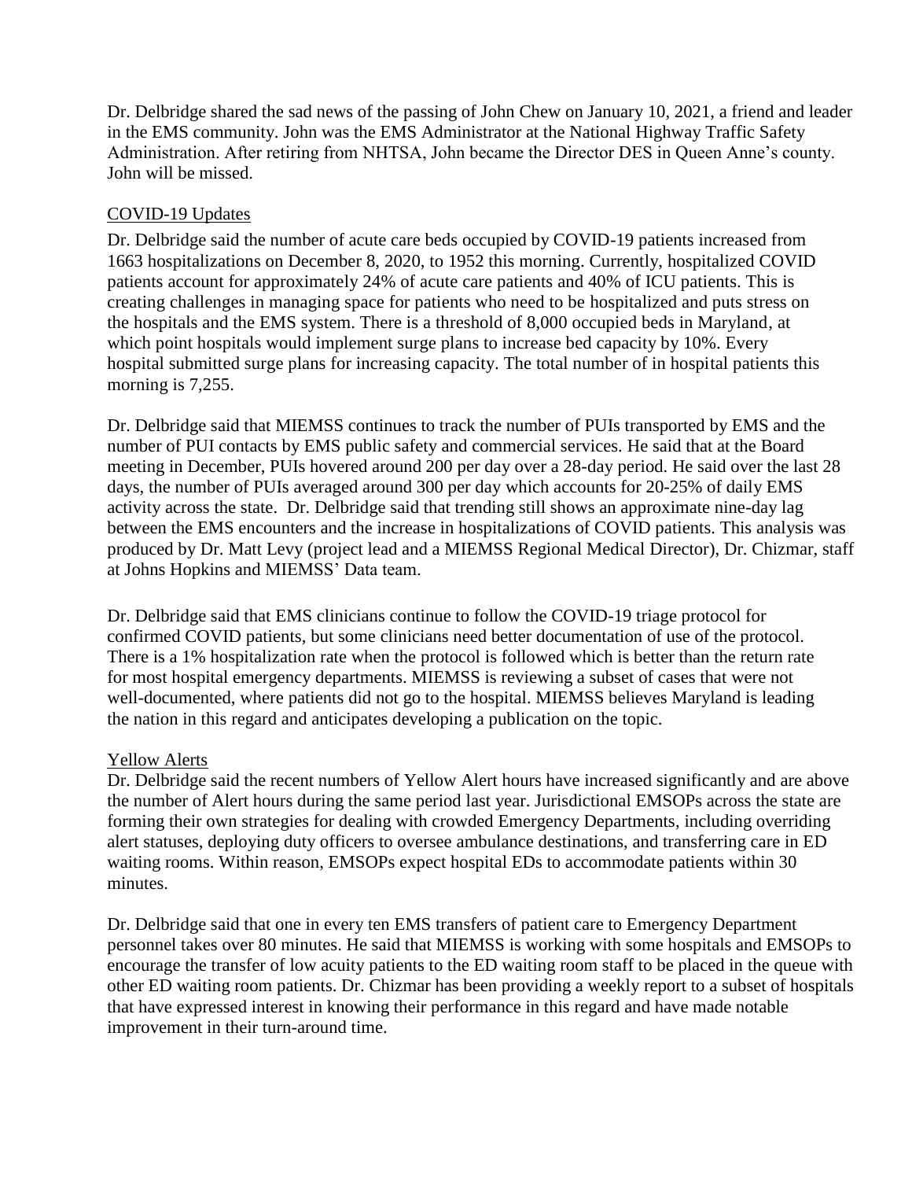Dr. Delbridge shared the sad news of the passing of John Chew on January 10, 2021, a friend and leader in the EMS community. John was the EMS Administrator at the National Highway Traffic Safety Administration. After retiring from NHTSA, John became the Director DES in Queen Anne's county. John will be missed.

COVID-19 Updates

Dr. Delbridge said the number of acute care beds occupied by COVID-19 patients increased from 1663 hospitalizations on December 8, 2020, to 1952 this morning. Currently, hospitalized COVID patients account for approximately 24% of acute care patients and 40% of ICU patients. This is creating challenges in managing space for patients who need to be hospitalized and puts stress on the hospitals and the EMS system. There is a threshold of 8,000 occupied beds in Maryland, at which point hospitals would implement surge plans to increase bed capacity by 10%. Every hospital submitted surge plans for increasing capacity. The total number of in hospital patients this morning is 7,255.

Dr. Delbridge said that MIEMSS continues to track the number of PUIs transported by EMS and the number of PUI contacts by EMS public safety and commercial services. He said that at the Board meeting in December, PUIs hovered around 200 per day over a 28-day period. He said over the last 28 days, the number of PUIs averaged around 300 per day which accounts for 20-25% of daily EMS activity across the state. Dr. Delbridge said that trending still shows an approximate nine-day lag between the EMS encounters and the increase in hospitalizations of COVID patients. This analysis was produced by Dr. Matt Levy (project lead and a MIEMSS Regional Medical Director), Dr. Chizmar, staff at Johns Hopkins and MIEMSS' Data team.

Dr. Delbridge said that EMS clinicians continue to follow the COVID-19 triage protocol for confirmed COVID patients, but some clinicians need better documentation of use of the protocol. There is a 1% hospitalization rate when the protocol is followed which is better than the return rate for most hospital emergency departments. MIEMSS is reviewing a subset of cases that were not well-documented, where patients did not go to the hospital. MIEMSS believes Maryland is leading the nation in this regard and anticipates developing a publication on the topic.

Yellow Alerts

Dr. Delbridge said the recent numbers of Yellow Alert hours have increased significantly and are above the number of Alert hours during the same period last year. Jurisdictional EMSOPs across the state are forming their own strategies for dealing with crowded Emergency Departments, including overriding alert statuses, deploying duty officers to oversee ambulance destinations, and transferring care in ED waiting rooms. Within reason, EMSOPs expect hospital EDs to accommodate patients within 30 minutes.

Dr. Delbridge said that one in every ten EMS transfers of patient care to Emergency Department personnel takes over 80 minutes. He said that MIEMSS is working with some hospitals and EMSOPs to encourage the transfer of low acuity patients to the ED waiting room staff to be placed in the queue with other ED waiting room patients. Dr. Chizmar has been providing a weekly report to a subset of hospitals that have expressed interest in knowing their performance in this regard and have made notable improvement in their turn-around time.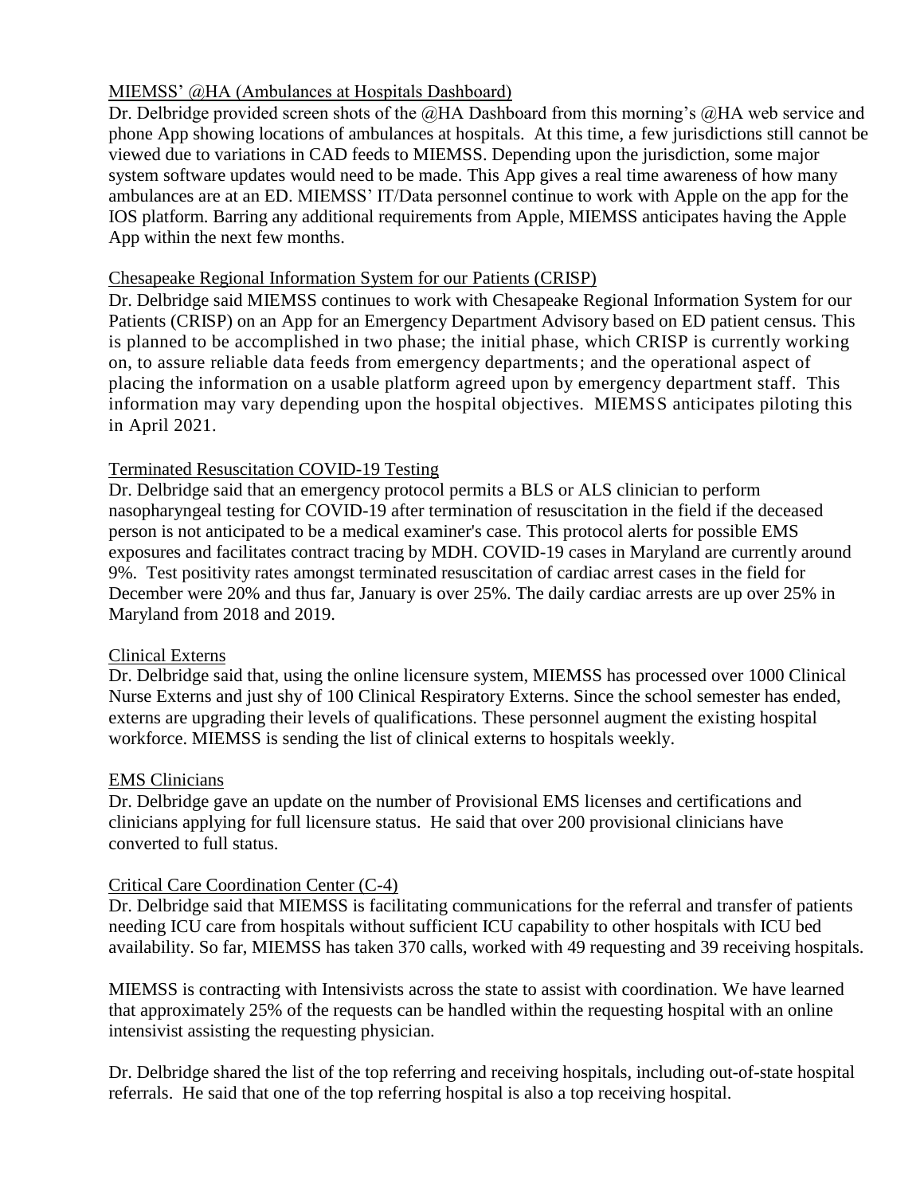MIEMSS' @HA (Ambulances at Hospitals Dashboard)

Dr. Delbridge provided screen shots of the @HA Dashboard from this morning's @HA web service and phone App showing locations of ambulances at hospitals. At this time, a few jurisdictions still cannot be viewed due to variations in CAD feeds to MIEMSS. Depending upon the jurisdiction, some major system software updates would need to be made. This App gives a real time awareness of how many ambulances are at an ED. MIEMSS' IT/Data personnel continue to work with Apple on the app for the IOS platform. Barring any additional requirements from Apple, MIEMSS anticipates having the Apple App within the next few months.

Chesapeake Regional Information System for our Patients (CRISP)

Dr. Delbridge said MIEMSS continues to work with Chesapeake Regional Information System for our Patients (CRISP) on an App for an Emergency Department Advisory based on ED patient census. This is planned to be accomplished in two phase; the initial phase, which CRISP is currently working on, to assure reliable data feeds from emergency departments; and the operational aspect of placing the information on a usable platform agreed upon by emergency department staff. This information may vary depending upon the hospital objectives. MIEMSS anticipates piloting this in April 2021.

Terminated Resuscitation COVID-19 Testing

Dr. Delbridge said that an emergency protocol permits a BLS or ALS clinician to perform nasopharyngeal testing for COVID-19 after termination of resuscitation in the field if the deceased person is not anticipated to be a medical examiner's case. This protocol alerts for possible EMS exposures and facilitates contract tracing by MDH. COVID-19 cases in Maryland are currently around 9%. Test positivity rates amongst terminated resuscitation of cardiac arrest cases in the field for December were 20% and thus far, January is over 25%. The daily cardiac arrests are up over 25% in Maryland from 2018 and 2019.

Clinical Externs

Dr. Delbridge said that, using the online licensure system, MIEMSS has processed over 1000 Clinical Nurse Externs and just shy of 100 Clinical Respiratory Externs. Since the school semester has ended, externs are upgrading their levels of qualifications. These personnel augment the existing hospital workforce. MIEMSS is sending the list of clinical externs to hospitals weekly.

EMS Clinicians

Dr. Delbridge gave an update on the number of Provisional EMS licenses and certifications and clinicians applying for full licensure status. He said that over 200 provisional clinicians have converted to full status.

Critical Care Coordination Center (C-4)

Dr. Delbridge said that MIEMSS is facilitating communications for the referral and transfer of patients needing ICU care from hospitals without sufficient ICU capability to other hospitals with ICU bed availability. So far, MIEMSS has taken 370 calls, worked with 49 requesting and 39 receiving hospitals.

MIEMSS is contracting with Intensivists across the state to assist with coordination. We have learned that approximately 25% of the requests can be handled within the requesting hospital with an online intensivist assisting the requesting physician.

Dr. Delbridge shared the list of the top referring and receiving hospitals, including out-of-state hospital referrals. He said that one of the top referring hospital is also a top receiving hospital.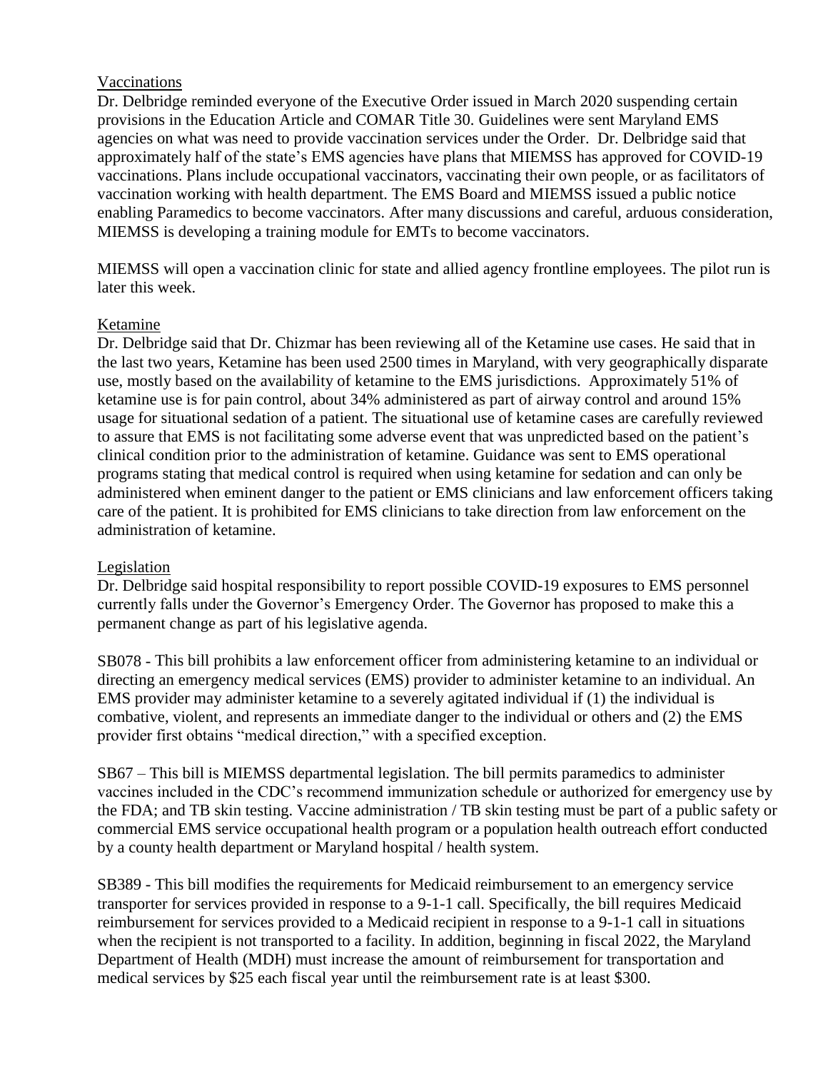Vaccinations

Dr. Delbridge reminded everyone of the Executive Order issued in March 2020 suspending certain provisions in the Education Article and COMAR Title 30. Guidelines were sent Maryland EMS agencies on what was need to provide vaccination services under the Order. Dr. Delbridge said that approximately half of the state's EMS agencies have plans that MIEMSS has approved for COVID-19 vaccinations. Plans include occupational vaccinators, vaccinating their own people, or as facilitators of vaccination working with health department. The EMS Board and MIEMSS issued a public notice enabling Paramedics to become vaccinators. After many discussions and careful, arduous consideration, MIEMSS is developing a training module for EMTs to become vaccinators.

MIEMSS will open a vaccination clinic for state and allied agency frontline employees. The pilot run is later this week.

Ketamine

Dr. Delbridge said that Dr. Chizmar has been reviewing all of the Ketamine use cases. He said that in the last two years, Ketamine has been used 2500 times in Maryland, with very geographically disparate use, mostly based on the availability of ketamine to the EMS jurisdictions. Approximately 51% of ketamine use is for pain control, about 34% administered as part of airway control and around 15% usage for situational sedation of a patient. The situational use of ketamine cases are carefully reviewed to assure that EMS is not facilitating some adverse event that was unpredicted based on the patient's clinical condition prior to the administration of ketamine. Guidance was sent to EMS operational programs stating that medical control is required when using ketamine for sedation and can only be administered when eminent danger to the patient or EMS clinicians and law enforcement officers taking care of the patient. It is prohibited for EMS clinicians to take direction from law enforcement on the administration of ketamine.

Legislation

Dr. Delbridge said hospital responsibility to report possible COVID-19 exposures to EMS personnel currently falls under the Governor's Emergency Order. The Governor has proposed to make this a permanent change as part of his legislative agenda.

SB078 - This bill prohibits a law enforcement officer from administering ketamine to an individual or directing an emergency medical services (EMS) provider to administer ketamine to an individual. An EMS provider may administer ketamine to a severely agitated individual if (1) the individual is combative, violent, and represents an immediate danger to the individual or others and (2) the EMS provider first obtains "medical direction," with a specified exception.

SB67 – This bill is MIEMSS departmental legislation. The bill permits paramedics to administer vaccines included in the CDC's recommend immunization schedule or authorized for emergency use by the FDA; and TB skin testing. Vaccine administration / TB skin testing must be part of a public safety or commercial EMS service occupational health program or a population health outreach effort conducted by a county health department or Maryland hospital / health system.

SB389 - This bill modifies the requirements for Medicaid reimbursement to an emergency service transporter for services provided in response to a 9-1-1 call. Specifically, the bill requires Medicaid reimbursement for services provided to a Medicaid recipient in response to a 9-1-1 call in situations when the recipient is not transported to a facility. In addition, beginning in fiscal 2022, the Maryland Department of Health (MDH) must increase the amount of reimbursement for transportation and medical services by $25 each fiscal year until the reimbursement rate is at least $300.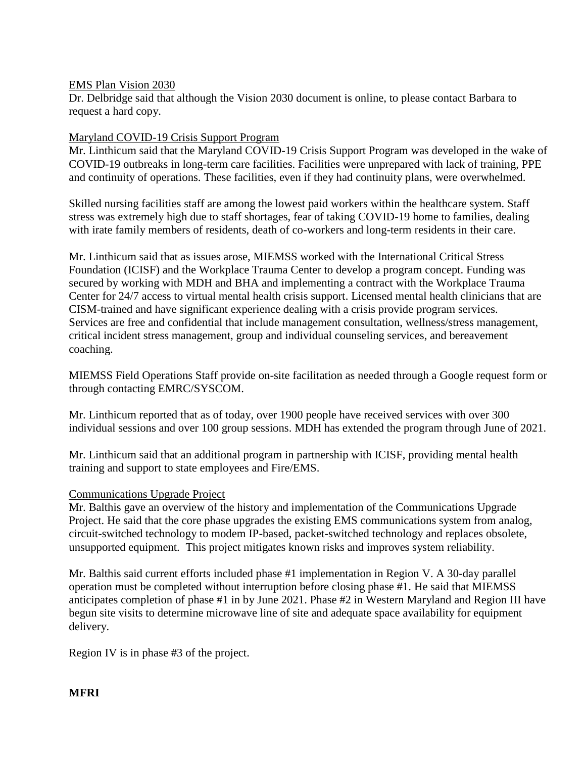EMS Plan Vision 2030

Dr. Delbridge said that although the Vision 2030 document is online, to please contact Barbara to request a hard copy.

Maryland COVID-19 Crisis Support Program

Mr. Linthicum said that the Maryland COVID-19 Crisis Support Program was developed in the wake of COVID-19 outbreaks in long-term care facilities. Facilities were unprepared with lack of training, PPE and continuity of operations. These facilities, even if they had continuity plans, were overwhelmed.

Skilled nursing facilities staff are among the lowest paid workers within the healthcare system. Staff stress was extremely high due to staff shortages, fear of taking COVID-19 home to families, dealing with irate family members of residents, death of co-workers and long-term residents in their care.

Mr. Linthicum said that as issues arose, MIEMSS worked with the International Critical Stress Foundation (ICISF) and the Workplace Trauma Center to develop a program concept. Funding was secured by working with MDH and BHA and implementing a contract with the Workplace Trauma Center for 24/7 access to virtual mental health crisis support. Licensed mental health clinicians that are CISM-trained and have significant experience dealing with a crisis provide program services. Services are free and confidential that include management consultation, wellness/stress management, critical incident stress management, group and individual counseling services, and bereavement coaching.

MIEMSS Field Operations Staff provide on-site facilitation as needed through a Google request form or through contacting EMRC/SYSCOM.

Mr. Linthicum reported that as of today, over 1900 people have received services with over 300 individual sessions and over 100 group sessions. MDH has extended the program through June of 2021.

Mr. Linthicum said that an additional program in partnership with ICISF, providing mental health training and support to state employees and Fire/EMS.

Communications Upgrade Project

Mr. Balthis gave an overview of the history and implementation of the Communications Upgrade Project. He said that the core phase upgrades the existing EMS communications system from analog, circuit-switched technology to modem IP-based, packet-switched technology and replaces obsolete, unsupported equipment. This project mitigates known risks and improves system reliability.

Mr. Balthis said current efforts included phase #1 implementation in Region V. A 30-day parallel operation must be completed without interruption before closing phase #1. He said that MIEMSS anticipates completion of phase #1 in by June 2021. Phase #2 in Western Maryland and Region III have begun site visits to determine microwave line of site and adequate space availability for equipment delivery.

Region IV is in phase #3 of the project.

**MFRI**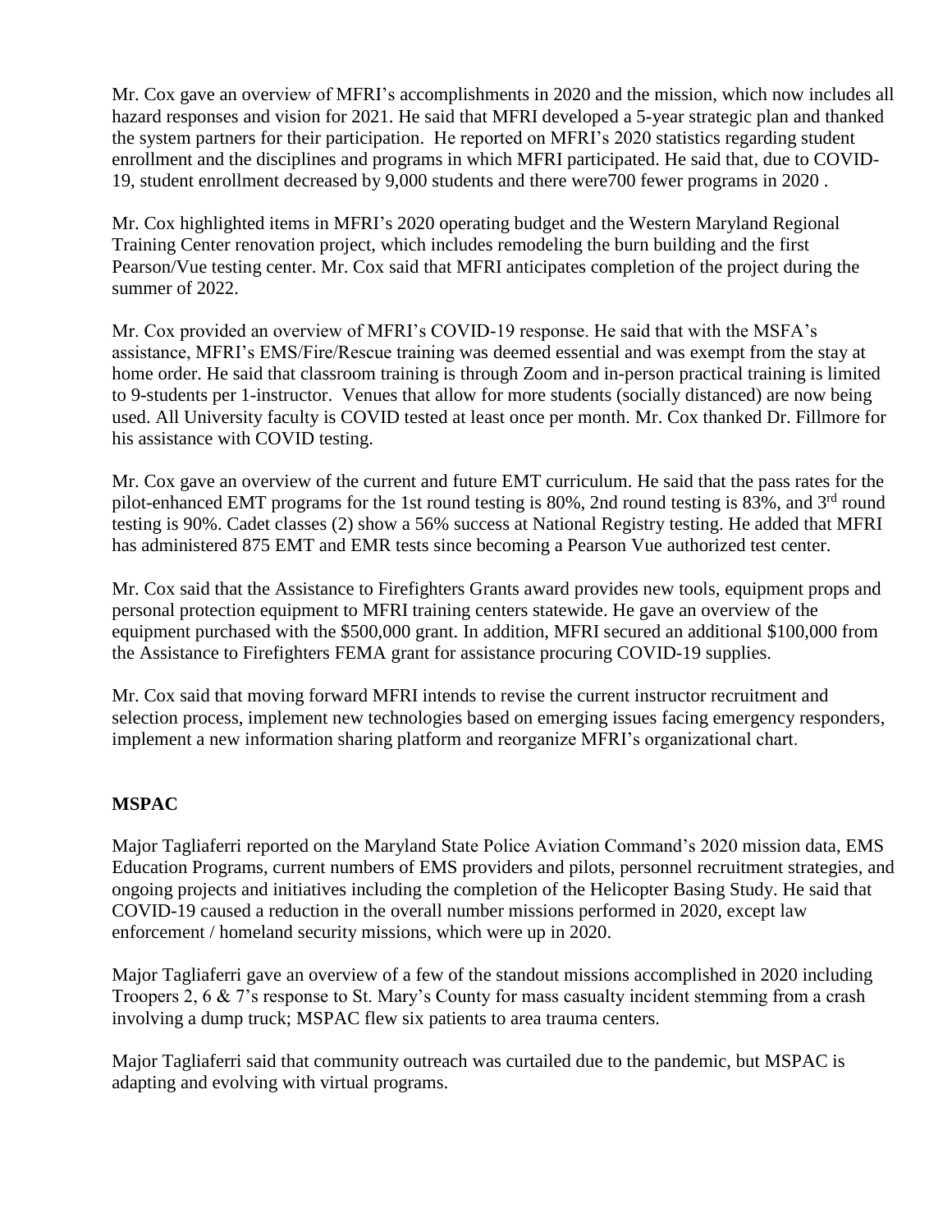Mr. Cox gave an overview of MFRI's accomplishments in 2020 and the mission, which now includes all hazard responses and vision for 2021. He said that MFRI developed a 5-year strategic plan and thanked the system partners for their participation. He reported on MFRI's 2020 statistics regarding student enrollment and the disciplines and programs in which MFRI participated. He said that, due to COVID-19, student enrollment decreased by 9,000 students and there were700 fewer programs in 2020 .

Mr. Cox highlighted items in MFRI's 2020 operating budget and the Western Maryland Regional Training Center renovation project, which includes remodeling the burn building and the first Pearson/Vue testing center. Mr. Cox said that MFRI anticipates completion of the project during the summer of 2022.

Mr. Cox provided an overview of MFRI's COVID-19 response. He said that with the MSFA's assistance, MFRI's EMS/Fire/Rescue training was deemed essential and was exempt from the stay at home order. He said that classroom training is through Zoom and in-person practical training is limited to 9-students per 1-instructor. Venues that allow for more students (socially distanced) are now being used. All University faculty is COVID tested at least once per month. Mr. Cox thanked Dr. Fillmore for his assistance with COVID testing.

Mr. Cox gave an overview of the current and future EMT curriculum. He said that the pass rates for the pilot-enhanced EMT programs for the 1st round testing is 80%, 2nd round testing is 83%, and 3rd round testing is 90%. Cadet classes (2) show a 56% success at National Registry testing. He added that MFRI has administered 875 EMT and EMR tests since becoming a Pearson Vue authorized test center.

Mr. Cox said that the Assistance to Firefighters Grants award provides new tools, equipment props and personal protection equipment to MFRI training centers statewide. He gave an overview of the equipment purchased with the $500,000 grant. In addition, MFRI secured an additional $100,000 from the Assistance to Firefighters FEMA grant for assistance procuring COVID-19 supplies.

Mr. Cox said that moving forward MFRI intends to revise the current instructor recruitment and selection process, implement new technologies based on emerging issues facing emergency responders, implement a new information sharing platform and reorganize MFRI's organizational chart.

**MSPAC**

Major Tagliaferri reported on the Maryland State Police Aviation Command's 2020 mission data, EMS Education Programs, current numbers of EMS providers and pilots, personnel recruitment strategies, and ongoing projects and initiatives including the completion of the Helicopter Basing Study. He said that COVID-19 caused a reduction in the overall number missions performed in 2020, except law enforcement / homeland security missions, which were up in 2020.

Major Tagliaferri gave an overview of a few of the standout missions accomplished in 2020 including Troopers 2, 6 & 7's response to St. Mary's County for mass casualty incident stemming from a crash involving a dump truck; MSPAC flew six patients to area trauma centers.

Major Tagliaferri said that community outreach was curtailed due to the pandemic, but MSPAC is adapting and evolving with virtual programs.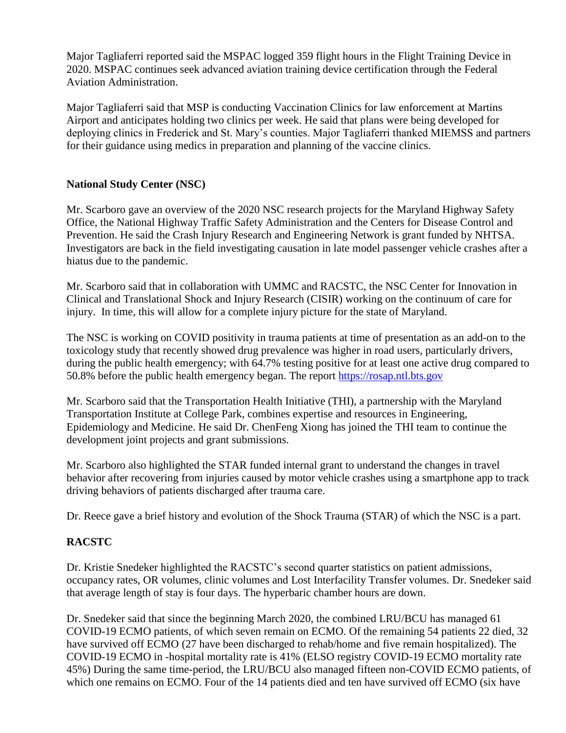Major Tagliaferri reported said the MSPAC logged 359 flight hours in the Flight Training Device in 2020. MSPAC continues seek advanced aviation training device certification through the Federal Aviation Administration.

Major Tagliaferri said that MSP is conducting Vaccination Clinics for law enforcement at Martins Airport and anticipates holding two clinics per week. He said that plans were being developed for deploying clinics in Frederick and St. Mary's counties. Major Tagliaferri thanked MIEMSS and partners for their guidance using medics in preparation and planning of the vaccine clinics.

**National Study Center (NSC)**

Mr. Scarboro gave an overview of the 2020 NSC research projects for the Maryland Highway Safety Office, the National Highway Traffic Safety Administration and the Centers for Disease Control and Prevention. He said the Crash Injury Research and Engineering Network is grant funded by NHTSA. Investigators are back in the field investigating causation in late model passenger vehicle crashes after a hiatus due to the pandemic.

Mr. Scarboro said that in collaboration with UMMC and RACSTC, the NSC Center for Innovation in Clinical and Translational Shock and Injury Research (CISIR) working on the continuum of care for injury. In time, this will allow for a complete injury picture for the state of Maryland.

The NSC is working on COVID positivity in trauma patients at time of presentation as an add-on to the toxicology study that recently showed drug prevalence was higher in road users, particularly drivers, during the public health emergency; with 64.7% testing positive for at least one active drug compared to 50.8% before the public health emergency began. The report [https://rosap.ntl.bts.gov](https://rosap.ntl.bts.gov)

Mr. Scarboro said that the Transportation Health Initiative (THI), a partnership with the Maryland Transportation Institute at College Park, combines expertise and resources in Engineering, Epidemiology and Medicine. He said Dr. ChenFeng Xiong has joined the THI team to continue the development joint projects and grant submissions.

Mr. Scarboro also highlighted the STAR funded internal grant to understand the changes in travel behavior after recovering from injuries caused by motor vehicle crashes using a smartphone app to track driving behaviors of patients discharged after trauma care.

Dr. Reece gave a brief history and evolution of the Shock Trauma (STAR) of which the NSC is a part.

**RACSTC**

Dr. Kristie Snedeker highlighted the RACSTC's second quarter statistics on patient admissions, occupancy rates, OR volumes, clinic volumes and Lost Interfacility Transfer volumes. Dr. Snedeker said that average length of stay is four days. The hyperbaric chamber hours are down.

Dr. Snedeker said that since the beginning March 2020, the combined LRU/BCU has managed 61 COVID-19 ECMO patients, of which seven remain on ECMO. Of the remaining 54 patients 22 died, 32 have survived off ECMO (27 have been discharged to rehab/home and five remain hospitalized). The COVID-19 ECMO in -hospital mortality rate is 41% (ELSO registry COVID-19 ECMO mortality rate 45%) During the same time-period, the LRU/BCU also managed fifteen non-COVID ECMO patients, of which one remains on ECMO. Four of the 14 patients died and ten have survived off ECMO (six have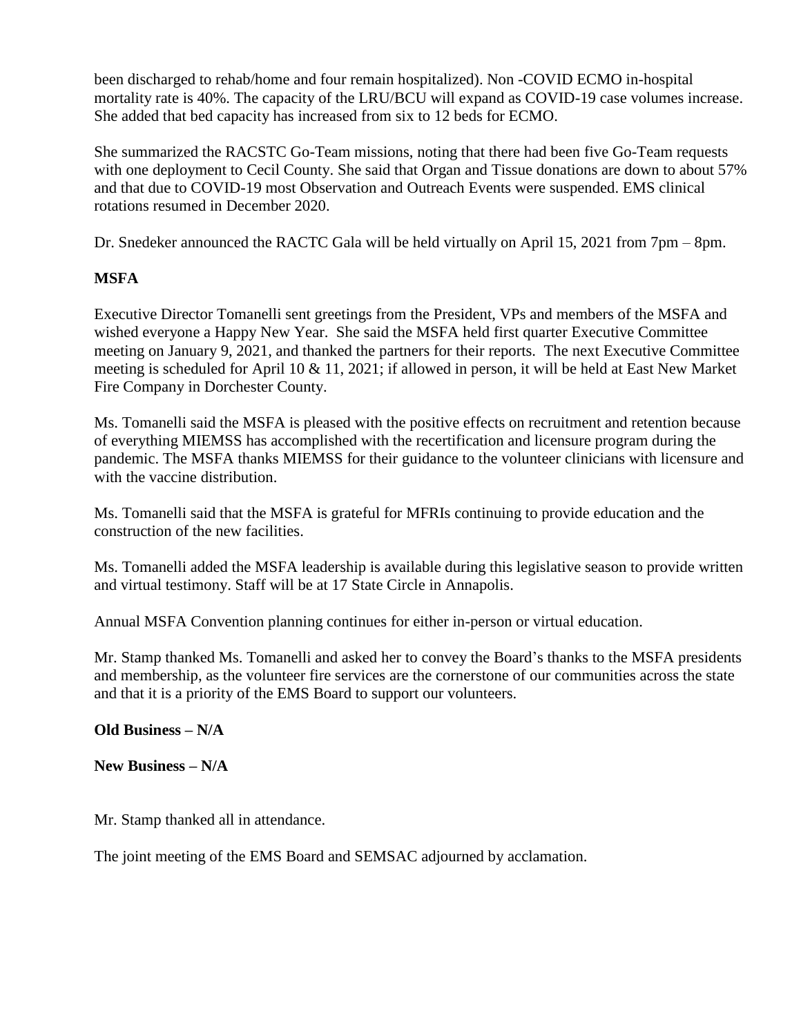been discharged to rehab/home and four remain hospitalized). Non -COVID ECMO in-hospital mortality rate is 40%. The capacity of the LRU/BCU will expand as COVID-19 case volumes increase. She added that bed capacity has increased from six to 12 beds for ECMO.

She summarized the RACSTC Go-Team missions, noting that there had been five Go-Team requests with one deployment to Cecil County. She said that Organ and Tissue donations are down to about 57% and that due to COVID-19 most Observation and Outreach Events were suspended. EMS clinical rotations resumed in December 2020.

Dr. Snedeker announced the RACTC Gala will be held virtually on April 15, 2021 from 7pm – 8pm.

**MSFA**

Executive Director Tomanelli sent greetings from the President, VPs and members of the MSFA and wished everyone a Happy New Year. She said the MSFA held first quarter Executive Committee meeting on January 9, 2021, and thanked the partners for their reports. The next Executive Committee meeting is scheduled for April 10 & 11, 2021; if allowed in person, it will be held at East New Market Fire Company in Dorchester County.

Ms. Tomanelli said the MSFA is pleased with the positive effects on recruitment and retention because of everything MIEMSS has accomplished with the recertification and licensure program during the pandemic. The MSFA thanks MIEMSS for their guidance to the volunteer clinicians with licensure and with the vaccine distribution.

Ms. Tomanelli said that the MSFA is grateful for MFRIs continuing to provide education and the construction of the new facilities.

Ms. Tomanelli added the MSFA leadership is available during this legislative season to provide written and virtual testimony. Staff will be at 17 State Circle in Annapolis.

Annual MSFA Convention planning continues for either in-person or virtual education.

Mr. Stamp thanked Ms. Tomanelli and asked her to convey the Board's thanks to the MSFA presidents and membership, as the volunteer fire services are the cornerstone of our communities across the state and that it is a priority of the EMS Board to support our volunteers.

**Old Business – N/A**

**New Business – N/A**

Mr. Stamp thanked all in attendance.

The joint meeting of the EMS Board and SEMSAC adjourned by acclamation.